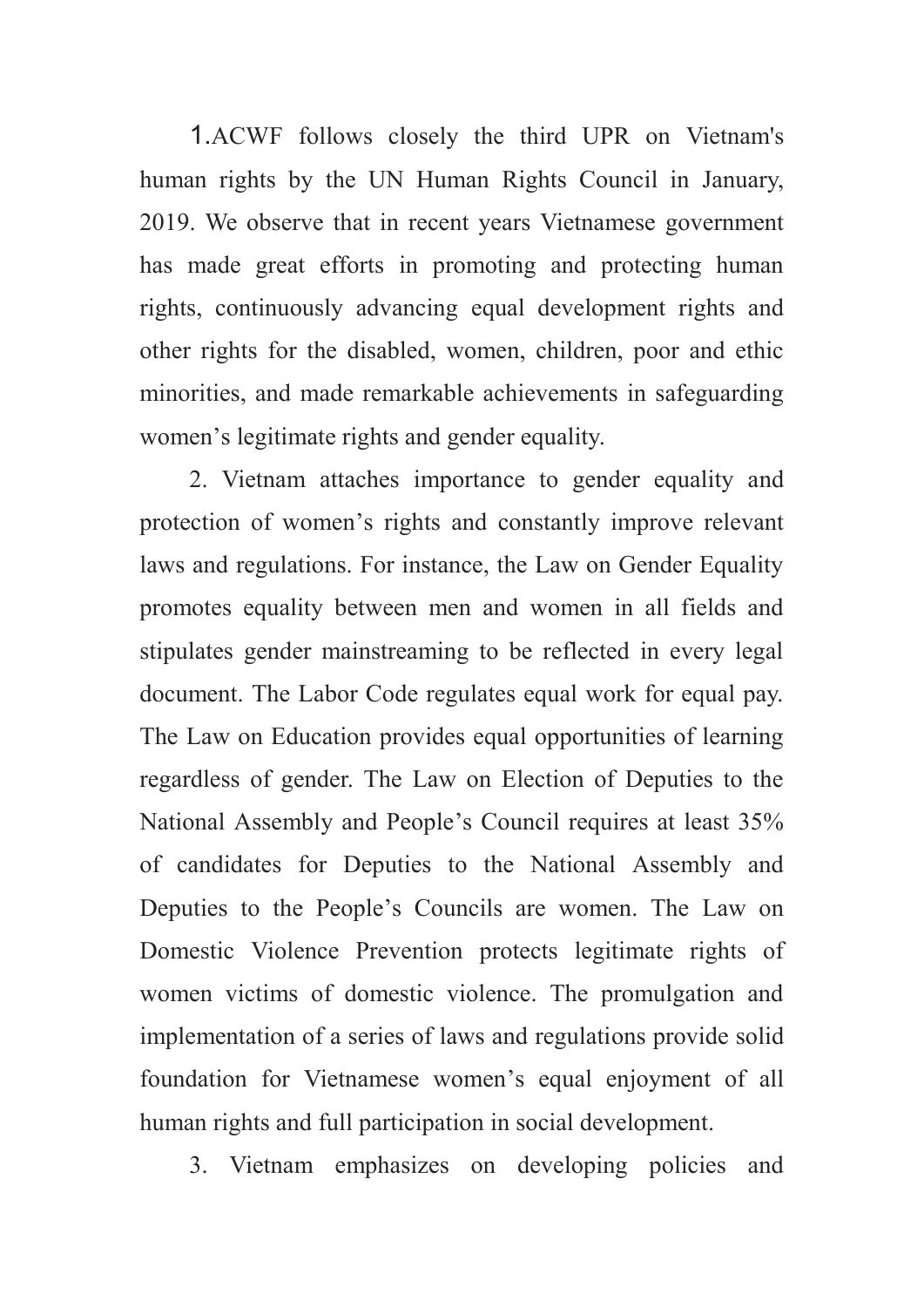1.ACWF follows closely the third UPR on Vietnam's human rights by the UN Human Rights Council in January, 2019. We observe that in recent years Vietnamese government has made great efforts in promoting and protecting human rights, continuously advancing equal development rights and other rights for the disabled, women, children, poor and ethic minorities, and made remarkable achievements in safeguarding women's legitimate rights and gender equality.

2. Vietnam attaches importance to gender equality and protection of women's rights and constantly improve relevant laws and regulations. For instance, the Law on Gender Equality promotes equality between men and women in all fields and stipulates gender mainstreaming to be reflected in every legal document. The Labor Code regulates equal work for equal pay. The Law on Education provides equal opportunities of learning regardless of gender. The Law on Election of Deputies to the National Assembly and People's Council requires at least 35% of candidates for Deputies to the National Assembly and Deputies to the People's Councils are women. The Law on Domestic Violence Prevention protects legitimate rights of women victims of domestic violence. The promulgation and implementation of a series of laws and regulations provide solid foundation for Vietnamese women's equal enjoyment of all human rights and full participation in social development.

3. Vietnam emphasizes on developing policies and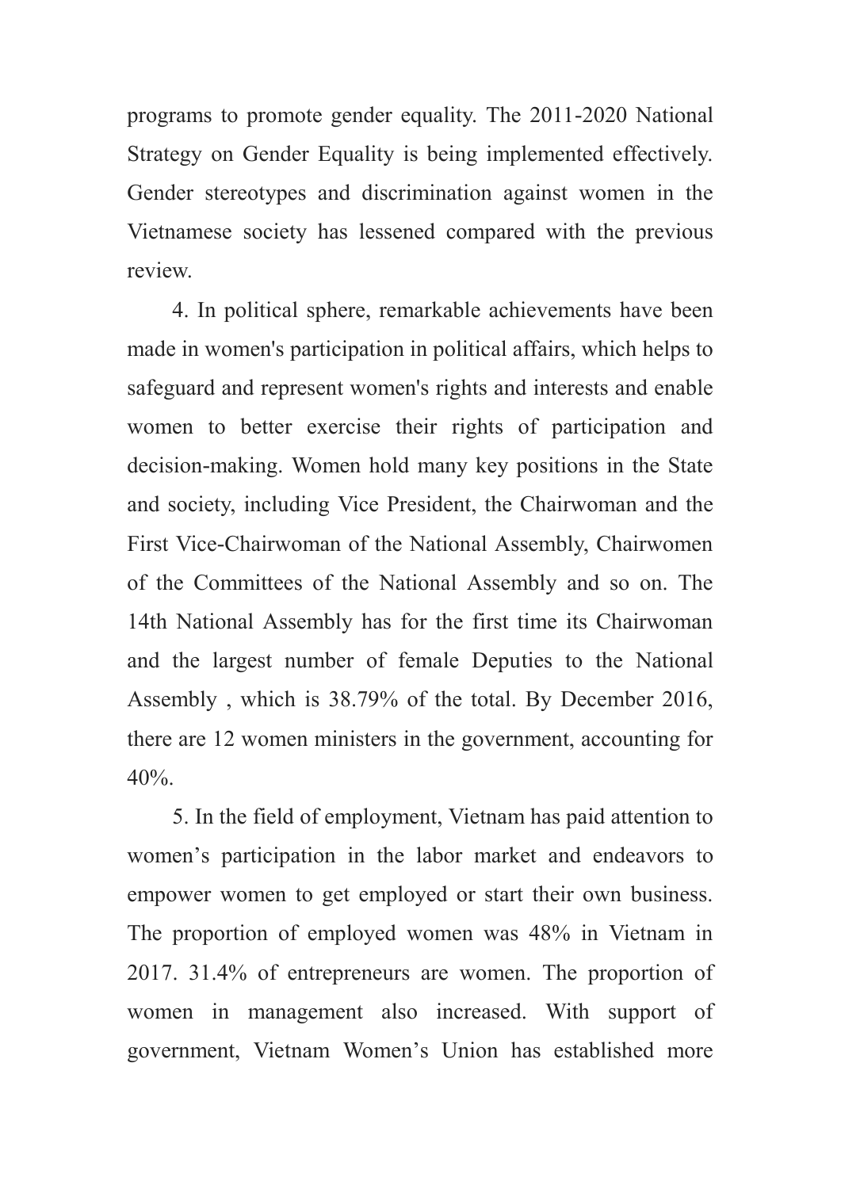programs to promote gender equality. The 2011-2020 National Strategy on Gender Equality is being implemented effectively. Gender stereotypes and discrimination against women in the Vietnamese society has lessened compared with the previous review.

4. In political sphere, remarkable achievements have been made in women's participation in political affairs, which helps to safeguard and represent women's rights and interests and enable women to better exercise their rights of participation and decision-making. Women hold many key positions in the State and society, including Vice President, the Chairwoman and the First Vice-Chairwoman of the National Assembly, Chairwomen of the Committees of the National Assembly and so on. The 14th National Assembly has for the first time its Chairwoman and the largest number of female Deputies to the National Assembly , which is 38.79% of the total. By December 2016, there are 12 women ministers in the government, accounting for 40%.

5. In the field of employment, Vietnam has paid attention to women's participation in the labor market and endeavors to empower women to get employed or start their own business. The proportion of employed women was 48% in Vietnam in 2017. 31.4% of entrepreneurs are women. The proportion of women in management also increased. With support of government, Vietnam Women's Union has established more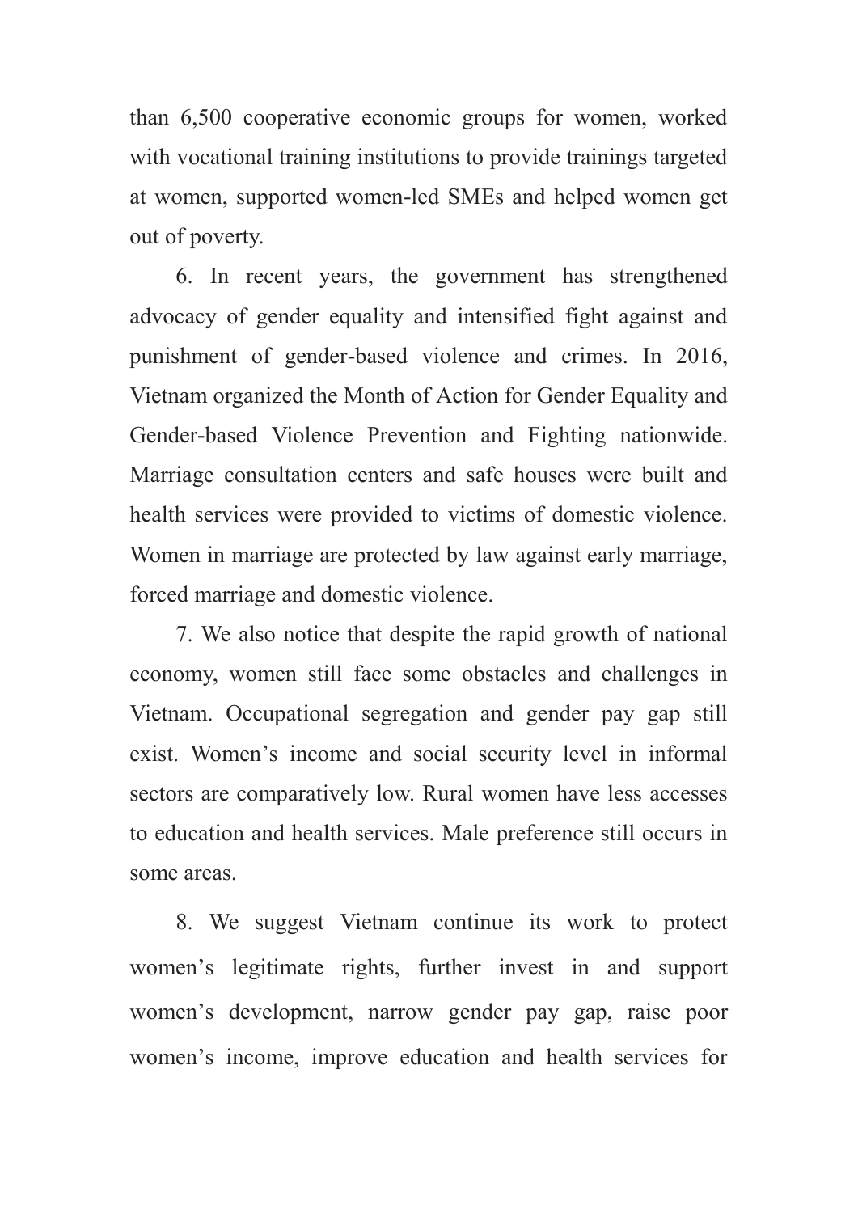than 6,500 cooperative economic groups for women, worked with vocational training institutions to provide trainings targeted at women, supported women-led SMEs and helped women get out of poverty.

6. In recent years, the government has strengthened advocacy of gender equality and intensified fight against and punishment of gender-based violence and crimes. In 2016, Vietnam organized the Month of Action for Gender Equality and Gender-based Violence Prevention and Fighting nationwide. Marriage consultation centers and safe houses were built and health services were provided to victims of domestic violence. Women in marriage are protected by law against early marriage, forced marriage and domestic violence.

7. We also notice that despite the rapid growth of national economy, women still face some obstacles and challenges in Vietnam. Occupational segregation and gender pay gap still exist. Women's income and social security level in informal sectors are comparatively low. Rural women have less accesses to education and health services. Male preference still occurs in some areas.

8. We suggest Vietnam continue its work to protect women's legitimate rights, further invest in and support women's development, narrow gender pay gap, raise poor women's income, improve education and health services for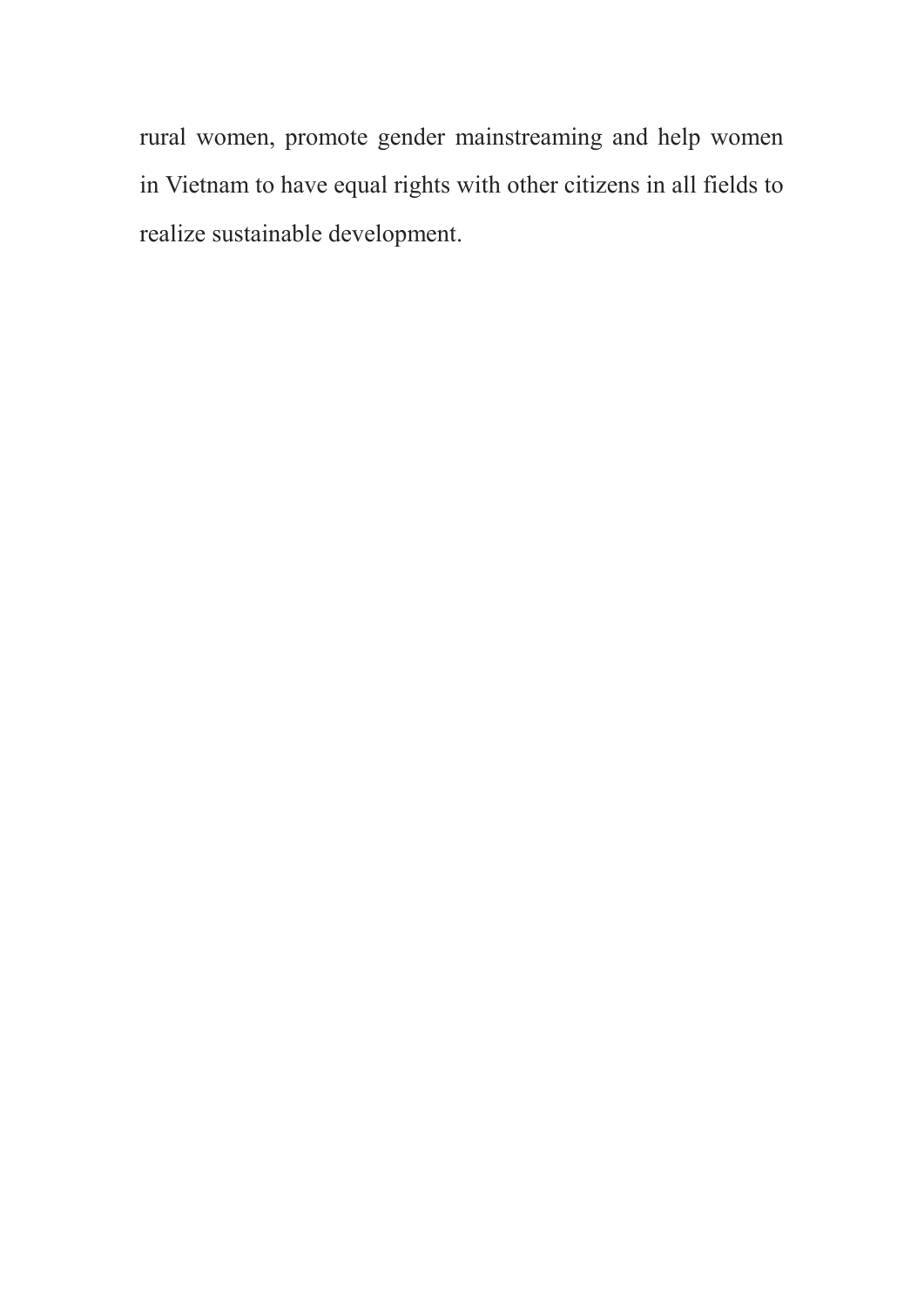rural women, promote gender mainstreaming and help women in Vietnam to have equal rights with other citizens in all fields to realize sustainable development.